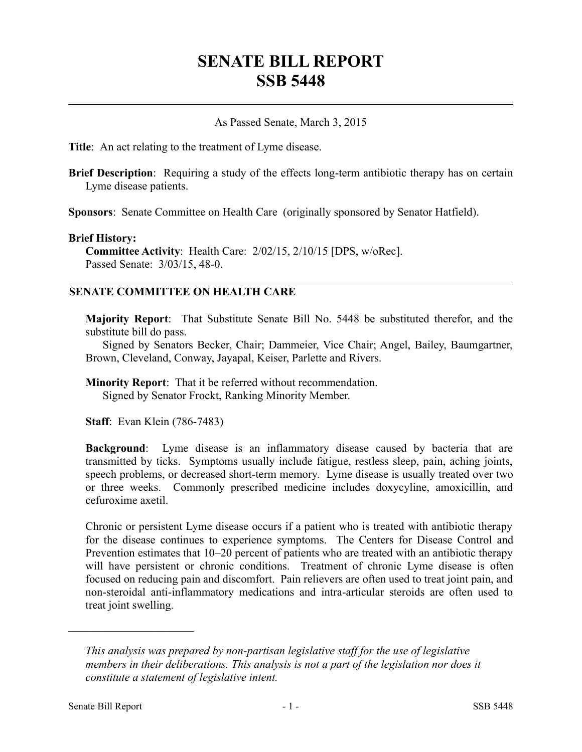# SENATE BILL REPORT
# SSB 5448

As Passed Senate, March 3, 2015

**Title**: An act relating to the treatment of Lyme disease.

**Brief Description**: Requiring a study of the effects long-term antibiotic therapy has on certain Lyme disease patients.

**Sponsors**: Senate Committee on Health Care (originally sponsored by Senator Hatfield).

**Brief History:**
**Committee Activity**: Health Care: 2/02/15, 2/10/15 [DPS, w/oRec].
Passed Senate: 3/03/15, 48-0.

## SENATE COMMITTEE ON HEALTH CARE

**Majority Report**: That Substitute Senate Bill No. 5448 be substituted therefor, and the substitute bill do pass.
Signed by Senators Becker, Chair; Dammeier, Vice Chair; Angel, Bailey, Baumgartner, Brown, Cleveland, Conway, Jayapal, Keiser, Parlette and Rivers.

**Minority Report**: That it be referred without recommendation.
Signed by Senator Frockt, Ranking Minority Member.

**Staff**: Evan Klein (786-7483)

**Background**: Lyme disease is an inflammatory disease caused by bacteria that are transmitted by ticks. Symptoms usually include fatigue, restless sleep, pain, aching joints, speech problems, or decreased short-term memory. Lyme disease is usually treated over two or three weeks. Commonly prescribed medicine includes doxycyline, amoxicillin, and cefuroxime axetil.

Chronic or persistent Lyme disease occurs if a patient who is treated with antibiotic therapy for the disease continues to experience symptoms. The Centers for Disease Control and Prevention estimates that 10–20 percent of patients who are treated with an antibiotic therapy will have persistent or chronic conditions. Treatment of chronic Lyme disease is often focused on reducing pain and discomfort. Pain relievers are often used to treat joint pain, and non-steroidal anti-inflammatory medications and intra-articular steroids are often used to treat joint swelling.

---

*This analysis was prepared by non-partisan legislative staff for the use of legislative members in their deliberations. This analysis is not a part of the legislation nor does it constitute a statement of legislative intent.*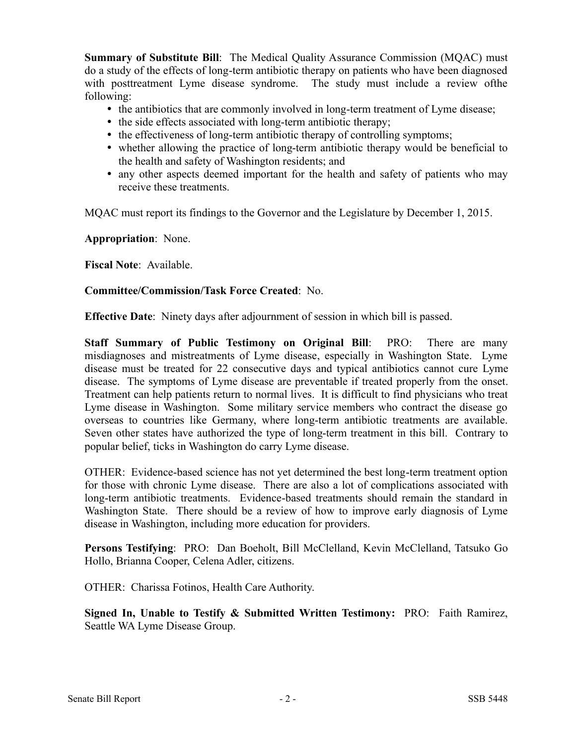**Summary of Substitute Bill**: The Medical Quality Assurance Commission (MQAC) must do a study of the effects of long-term antibiotic therapy on patients who have been diagnosed with posttreatment Lyme disease syndrome. The study must include a review ofthe following:

- the antibiotics that are commonly involved in long-term treatment of Lyme disease;
- the side effects associated with long-term antibiotic therapy;
- the effectiveness of long-term antibiotic therapy of controlling symptoms;
- whether allowing the practice of long-term antibiotic therapy would be beneficial to the health and safety of Washington residents; and
- any other aspects deemed important for the health and safety of patients who may receive these treatments.

MQAC must report its findings to the Governor and the Legislature by December 1, 2015.

**Appropriation**: None.

**Fiscal Note**: Available.

**Committee/Commission/Task Force Created**: No.

**Effective Date**: Ninety days after adjournment of session in which bill is passed.

**Staff Summary of Public Testimony on Original Bill**: PRO: There are many misdiagnoses and mistreatments of Lyme disease, especially in Washington State. Lyme disease must be treated for 22 consecutive days and typical antibiotics cannot cure Lyme disease. The symptoms of Lyme disease are preventable if treated properly from the onset. Treatment can help patients return to normal lives. It is difficult to find physicians who treat Lyme disease in Washington. Some military service members who contract the disease go overseas to countries like Germany, where long-term antibiotic treatments are available. Seven other states have authorized the type of long-term treatment in this bill. Contrary to popular belief, ticks in Washington do carry Lyme disease.

OTHER: Evidence-based science has not yet determined the best long-term treatment option for those with chronic Lyme disease. There are also a lot of complications associated with long-term antibiotic treatments. Evidence-based treatments should remain the standard in Washington State. There should be a review of how to improve early diagnosis of Lyme disease in Washington, including more education for providers.

**Persons Testifying**: PRO: Dan Boeholt, Bill McClelland, Kevin McClelland, Tatsuko Go Hollo, Brianna Cooper, Celena Adler, citizens.

OTHER: Charissa Fotinos, Health Care Authority.

**Signed In, Unable to Testify & Submitted Written Testimony:** PRO: Faith Ramirez, Seattle WA Lyme Disease Group.